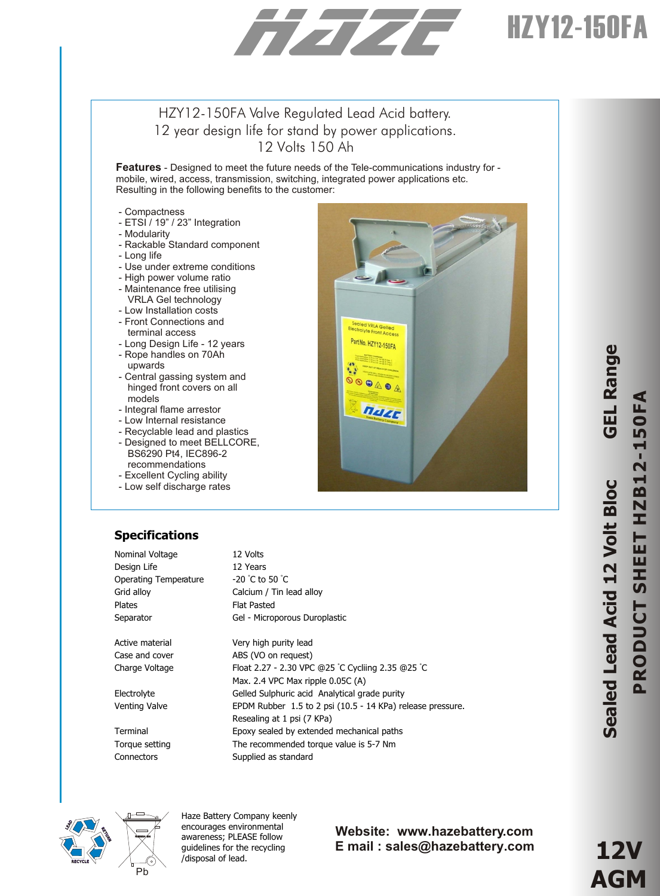# HZY12-150FA

HZY12-150FA Valve Regulated Lead Acid battery.
12 year design life for stand by power applications.
12 Volts 150 Ah

**Features** - Designed to meet the future needs of the Tele-communications industry for - mobile, wired, access, transmission, switching, integrated power applications etc. Resulting in the following benefits to the customer:

- Compactness
- ETSI / 19" / 23" Integration
- Modularity
- Rackable Standard component
- Long life
- Use under extreme conditions
- High power volume ratio
- Maintenance free utilising VRLA Gel technology
- Low Installation costs
- Front Connections and terminal access
- Long Design Life - 12 years
- Rope handles on 70Ah upwards
- Central gassing system and hinged front covers on all models
- Integral flame arrestor
- Low Internal resistance
- Recyclable lead and plastics
- Designed to meet BELLCORE, BS6290 Pt4, IEC896-2 recommendations
- Excellent Cycling ability
- Low self discharge rates

## Specifications

| | |
|---|---|
| Nominal Voltage | 12 Volts |
| Design Life | 12 Years |
| Operating Temperature | -20 °C to 50 °C |
| Grid alloy | Calcium / Tin lead alloy |
| Plates | Flat Pasted |
| Separator | Gel - Microporous Duroplastic |
| Active material | Very high purity lead |
| Case and cover | ABS (VO on request) |
| Charge Voltage | Float 2.27 - 2.30 VPC @25 °C Cycliing 2.35 @25 °C<br>Max. 2.4 VPC Max ripple 0.05C (A) |
| Electrolyte | Gelled Sulphuric acid Analytical grade purity |
| Venting Valve | EPDM Rubber 1.5 to 2 psi (10.5 - 14 KPa) release pressure.<br>Resealing at 1 psi (7 KPa) |
| Terminal | Epoxy sealed by extended mechanical paths |
| Torque setting | The recommended torque value is 5-7 Nm |
| Connectors | Supplied as standard |

Haze Battery Company keenly encourages environmental awareness; PLEASE follow guidelines for the recycling /disposal of lead.

Pb

**Website: www.hazebattery.com**
**E mail : sales@hazebattery.com**

**Sealed Lead Acid 12 Volt Bloc GEL Range**
**PRODUCT SHEET HZB12-150FA**

**12V AGM**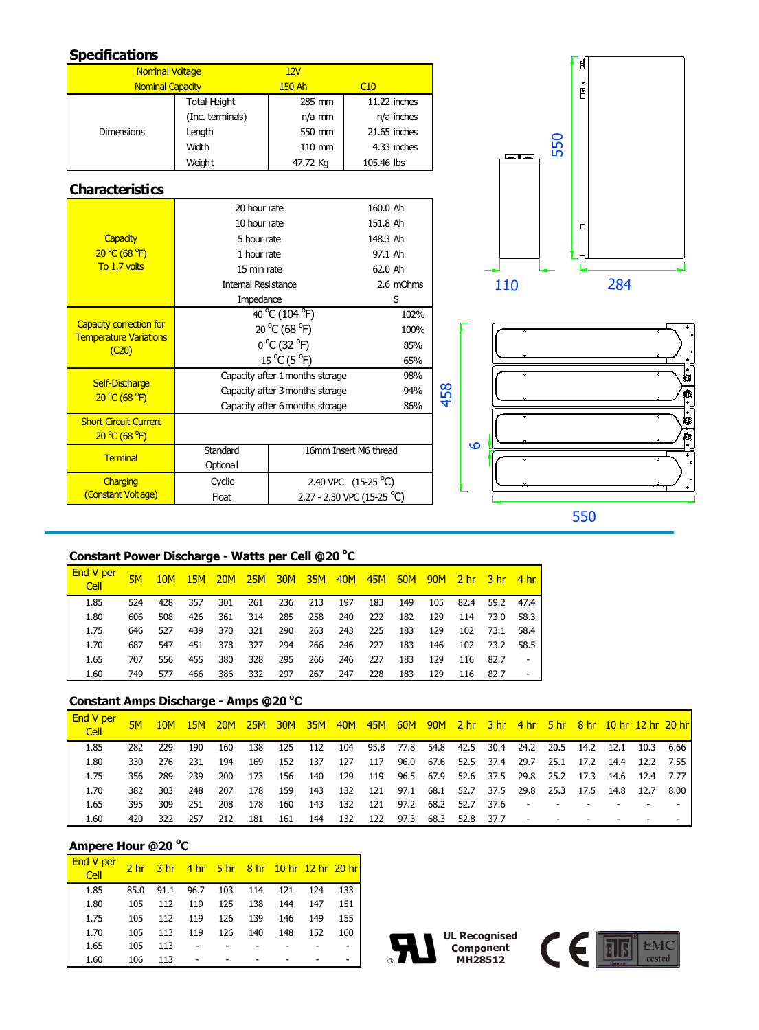## Specifications

| | | | |
|---|---|---|---|
| Nominal Voltage | | 12V | |
| Nominal Capacity | | 150 Ah | C10 |
| Dimensions | Total Height | 285 mm | 11.22 inches |
| | (Inc. terminals) | n/a mm | n/a inches |
| | Length | 550 mm | 21.65 inches |
| | Width | 110 mm | 4.33 inches |
| | Weight | 47.72 Kg | 105.46 lbs |

## Characteristics

| | | |
|---|---|---|
| Capacity 20 °C (68 °F) To 1.7 volts | 20 hour rate | 160.0 Ah |
| | 10 hour rate | 151.8 Ah |
| | 5 hour rate | 148.3 Ah |
| | 1 hour rate | 97.1 Ah |
| | 15 min rate | 62.0 Ah |
| | Internal Resistance | 2.6 mOhms |
| | Impedance | S |
| Capacity correction for Temperature Variations (C20) | 40 °C (104 °F) | 102% |
| | 20 °C (68 °F) | 100% |
| | 0 °C (32 °F) | 85% |
| | -15 °C (5 °F) | 65% |
| Self-Discharge 20 °C (68 °F) | Capacity after 1 months storage | 98% |
| | Capacity after 3 months storage | 94% |
| | Capacity after 6 months storage | 86% |
| Short Circuit Current 20 °C (68 °F) | | |
| Terminal | Standard | 16mm Insert M6 thread |
| | Optional | |
| Charging (Constant Voltage) | Cyclic | 2.40 VPC (15-25 °C) |
| | Float | 2.27 - 2.30 VPC (15-25 °C) |

550
110
284
458
6
550

## Constant Power Discharge - Watts per Cell @20 °C

| End V per Cell | 5M | 10M | 15M | 20M | 25M | 30M | 35M | 40M | 45M | 60M | 90M | 2 hr | 3 hr | 4 hr |
|---|---|---|---|---|---|---|---|---|---|---|---|---|---|---|
| 1.85 | 524 | 428 | 357 | 301 | 261 | 236 | 213 | 197 | 183 | 149 | 105 | 82.4 | 59.2 | 47.4 |
| 1.80 | 606 | 508 | 426 | 361 | 314 | 285 | 258 | 240 | 222 | 182 | 129 | 114 | 73.0 | 58.3 |
| 1.75 | 646 | 527 | 439 | 370 | 321 | 290 | 263 | 243 | 225 | 183 | 129 | 102 | 73.1 | 58.4 |
| 1.70 | 687 | 547 | 451 | 378 | 327 | 294 | 266 | 246 | 227 | 183 | 146 | 102 | 73.2 | 58.5 |
| 1.65 | 707 | 556 | 455 | 380 | 328 | 295 | 266 | 246 | 227 | 183 | 129 | 116 | 82.7 | - |
| 1.60 | 749 | 577 | 466 | 386 | 332 | 297 | 267 | 247 | 228 | 183 | 129 | 116 | 82.7 | - |

## Constant Amps Discharge - Amps @20 °C

| End V per Cell | 5M | 10M | 15M | 20M | 25M | 30M | 35M | 40M | 45M | 60M | 90M | 2 hr | 3 hr | 4 hr | 5 hr | 8 hr | 10 hr | 12 hr | 20 hr |
|---|---|---|---|---|---|---|---|---|---|---|---|---|---|---|---|---|---|---|---|
| 1.85 | 282 | 229 | 190 | 160 | 138 | 125 | 112 | 104 | 95.8 | 77.8 | 54.8 | 42.5 | 30.4 | 24.2 | 20.5 | 14.2 | 12.1 | 10.3 | 6.66 |
| 1.80 | 330 | 276 | 231 | 194 | 169 | 152 | 137 | 127 | 117 | 96.0 | 67.6 | 52.5 | 37.4 | 29.7 | 25.1 | 17.2 | 14.4 | 12.2 | 7.55 |
| 1.75 | 356 | 289 | 239 | 200 | 173 | 156 | 140 | 129 | 119 | 96.5 | 67.9 | 52.6 | 37.5 | 29.8 | 25.2 | 17.3 | 14.6 | 12.4 | 7.77 |
| 1.70 | 382 | 303 | 248 | 207 | 178 | 159 | 143 | 132 | 121 | 97.1 | 68.1 | 52.7 | 37.5 | 29.8 | 25.3 | 17.5 | 14.8 | 12.7 | 8.00 |
| 1.65 | 395 | 309 | 251 | 208 | 178 | 160 | 143 | 132 | 121 | 97.2 | 68.2 | 52.7 | 37.6 | - | - | - | - | - | - |
| 1.60 | 420 | 322 | 257 | 212 | 181 | 161 | 144 | 132 | 122 | 97.3 | 68.3 | 52.8 | 37.7 | - | - | - | - | - | - |

## Ampere Hour @20 °C

| End V per Cell | 2 hr | 3 hr | 4 hr | 5 hr | 8 hr | 10 hr | 12 hr | 20 hr |
|---|---|---|---|---|---|---|---|---|
| 1.85 | 85.0 | 91.1 | 96.7 | 103 | 114 | 121 | 124 | 133 |
| 1.80 | 105 | 112 | 119 | 125 | 138 | 144 | 147 | 151 |
| 1.75 | 105 | 112 | 119 | 126 | 139 | 146 | 149 | 155 |
| 1.70 | 105 | 113 | 119 | 126 | 140 | 148 | 152 | 160 |
| 1.65 | 105 | 113 | - | - | - | - | - | - |
| 1.60 | 106 | 113 | - | - | - | - | - | - |

UL Recognised Component MH28512

CE

EMC tested